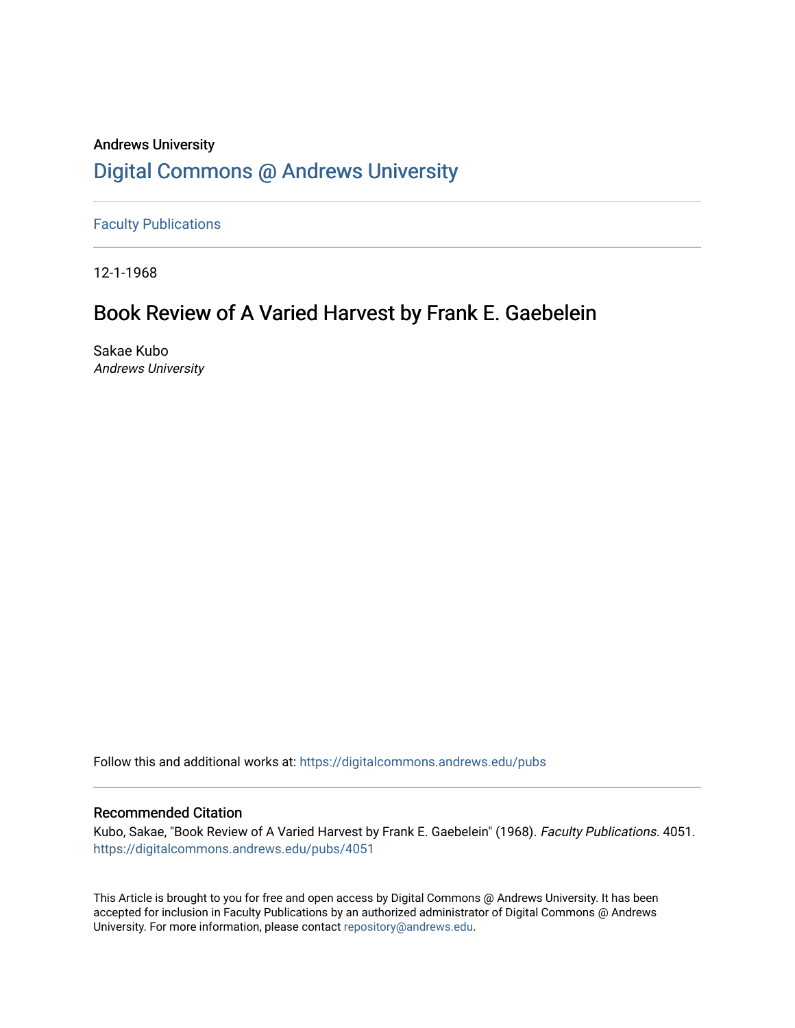Andrews University

# Digital Commons @ Andrews University

Faculty Publications

12-1-1968

## Book Review of A Varied Harvest by Frank E. Gaebelein

Sakae Kubo
*Andrews University*

Follow this and additional works at: https://digitalcommons.andrews.edu/pubs

### Recommended Citation

Kubo, Sakae, "Book Review of A Varied Harvest by Frank E. Gaebelein" (1968). *Faculty Publications*. 4051.
https://digitalcommons.andrews.edu/pubs/4051

This Article is brought to you for free and open access by Digital Commons @ Andrews University. It has been accepted for inclusion in Faculty Publications by an authorized administrator of Digital Commons @ Andrews University. For more information, please contact repository@andrews.edu.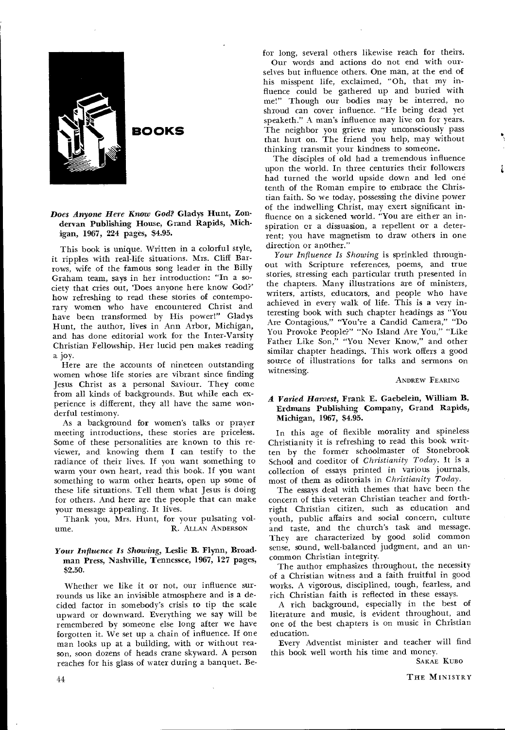# BOOKS

***Does Anyone Here Know God?*** **Gladys Hunt, Zondervan Publishing House, Grand Rapids, Michigan, 1967, 224 pages, $4.95.**

This book is unique. Written in a colorful style, it ripples with real-life situations. Mrs. Cliff Barrows, wife of the famous song leader in the Billy Graham team, says in her introduction: "In a society that cries out, 'Does anyone here know God?' how refreshing to read these stories of contemporary women who have encountered Christ and have been transformed by His power!" Gladys Hunt, the author, lives in Ann Arbor, Michigan, and has done editorial work for the Inter-Varsity Christian Fellowship. Her lucid pen makes reading a joy.

Here are the accounts of nineteen outstanding women whose life stories are vibrant since finding Jesus Christ as a personal Saviour. They come from all kinds of backgrounds. But while each experience is different, they all have the same wonderful testimony.

As a background for women's talks or prayer meeting introductions, these stories are priceless. Some of these personalities are known to this reviewer, and knowing them I can testify to the radiance of their lives. If you want something to warm your own heart, read this book. If you want something to warm other hearts, open up some of these life situations. Tell them what Jesus is doing for others. And here are the people that can make your message appealing. It lives.

Thank you, Mrs. Hunt, for your pulsating volume.

R. ALLAN ANDERSON

***Your Influence Is Showing,*** **Leslie B. Flynn, Broadman Press, Nashville, Tennessee, 1967, 127 pages, $2.50.**

Whether we like it or not, our influence surrounds us like an invisible atmosphere and is a decided factor in somebody's crisis to tip the scale upward or downward. Everything we say will be remembered by someone else long after we have forgotten it. We set up a chain of influence. If one man looks up at a building, with or without reason, soon dozens of heads crane skyward. A person reaches for his glass of water during a banquet. Before long, several others likewise reach for theirs.

Our words and actions do not end with ourselves but influence others. One man, at the end of his misspent life, exclaimed, "Oh, that my influence could be gathered up and buried with me!" Though our bodies may be interred, no shroud can cover influence. "He being dead yet speaketh." A man's influence may live on for years. The neighbor you grieve may unconsciously pass that hurt on. The friend you help, may without thinking transmit your kindness to someone.

The disciples of old had a tremendous influence upon the world. In three centuries their followers had turned the world upside down and led one tenth of the Roman empire to embrace the Christian faith. So we today, possessing the divine power of the indwelling Christ, may exert significant influence on a sickened world. "You are either an inspiration or a dissuasion, a repellent or a deterrent; you have magnetism to draw others in one direction or another."

*Your Influence Is Showing* is sprinkled throughout with Scripture references, poems, and true stories, stressing each particular truth presented in the chapters. Many illustrations are of ministers, writers, artists, educators, and people who have achieved in every walk of life. This is a very interesting book with such chapter headings as "You Are Contagious," "You're a Candid Camera," "Do You Provoke People?" "No Island Are You," "Like Father Like Son," "You Never Know," and other similar chapter headings. This work offers a good source of illustrations for talks and sermons on witnessing.

ANDREW FEARING

***A Varied Harvest,*** **Frank E. Gaebelein, William B. Erdmans Publishing Company, Grand Rapids, Michigan, 1967, $4.95.**

In this age of flexible morality and spineless Christianity it is refreshing to read this book written by the former schoolmaster of Stonebrook School and coeditor of *Christianity Today*. It is a collection of essays printed in various journals, most of them as editorials in *Christianity Today*.

The essays deal with themes that have been the concern of this veteran Christian teacher and forthright Christian citizen, such as education and youth, public affairs and social concern, culture and taste, and the church's task and message. They are characterized by good solid common sense, sound, well-balanced judgment, and an uncommon Christian integrity.

The author emphasizes throughout, the necessity of a Christian witness and a faith fruitful in good works. A vigorous, disciplined, tough, fearless, and rich Christian faith is reflected in these essays.

A rich background, especially in the best of literature and music, is evident throughout, and one of the best chapters is on music in Christian education.

Every Adventist minister and teacher will find this book well worth his time and money.

SAKAE KUBO